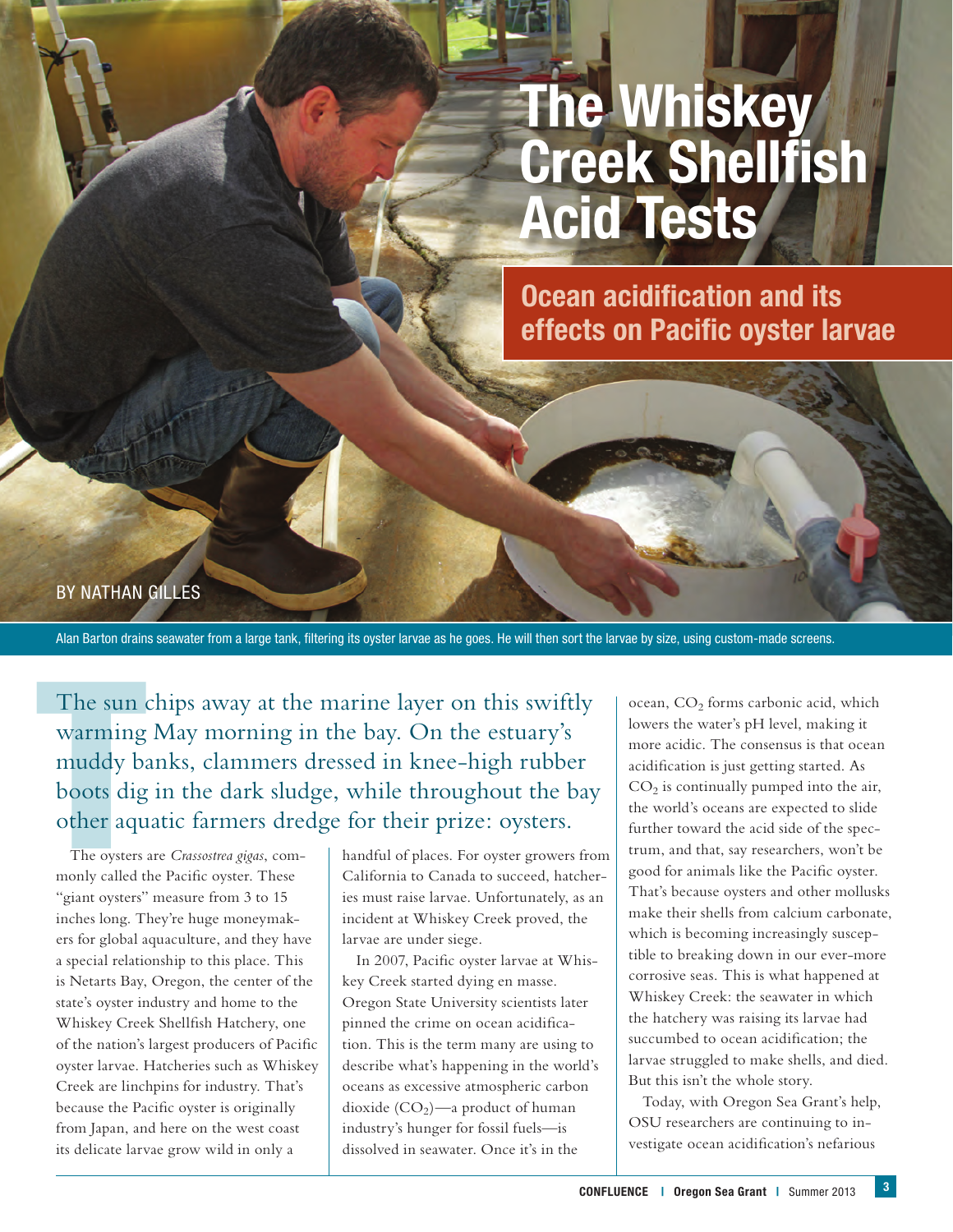# The Whiskey Creek Shellfish Acid Tests

## Ocean acidification and its effects on Pacific oyster larvae

BY NATHAN GILLES

Alan Barton drains seawater from a large tank, filtering its oyster larvae as he goes. He will then sort the larvae by size, using custom-made screens.

The sun chips away at the marine layer on this swiftly warming May morning in the bay. On the estuary's muddy banks, clammers dressed in knee-high rubber boots dig in the dark sludge, while throughout the bay other aquatic farmers dredge for their prize: oysters.

The oysters are *Crassostrea gigas*, commonly called the Pacific oyster. These "giant oysters" measure from 3 to 15 inches long. They're huge moneymakers for global aquaculture, and they have a special relationship to this place. This is Netarts Bay, Oregon, the center of the state's oyster industry and home to the Whiskey Creek Shellfish Hatchery, one of the nation's largest producers of Pacific oyster larvae. Hatcheries such as Whiskey Creek are linchpins for industry. That's because the Pacific oyster is originally from Japan, and here on the west coast its delicate larvae grow wild in only a handful of places. For oyster growers from California to Canada to succeed, hatcheries must raise larvae. Unfortunately, as an incident at Whiskey Creek proved, the larvae are under siege.

In 2007, Pacific oyster larvae at Whiskey Creek started dying en masse. Oregon State University scientists later pinned the crime on ocean acidification. This is the term many are using to describe what's happening in the world's oceans as excessive atmospheric carbon dioxide ($CO_2$)—a product of human industry's hunger for fossil fuels—is dissolved in seawater. Once it's in the ocean, $CO_2$ forms carbonic acid, which lowers the water's pH level, making it more acidic. The consensus is that ocean acidification is just getting started. As $CO_2$ is continually pumped into the air, the world's oceans are expected to slide further toward the acid side of the spectrum, and that, say researchers, won't be good for animals like the Pacific oyster. That's because oysters and other mollusks make their shells from calcium carbonate, which is becoming increasingly susceptible to breaking down in our ever-more corrosive seas. This is what happened at Whiskey Creek: the seawater in which the hatchery was raising its larvae had succumbed to ocean acidification; the larvae struggled to make shells, and died. But this isn't the whole story.

Today, with Oregon Sea Grant's help, OSU researchers are continuing to investigate ocean acidification's nefarious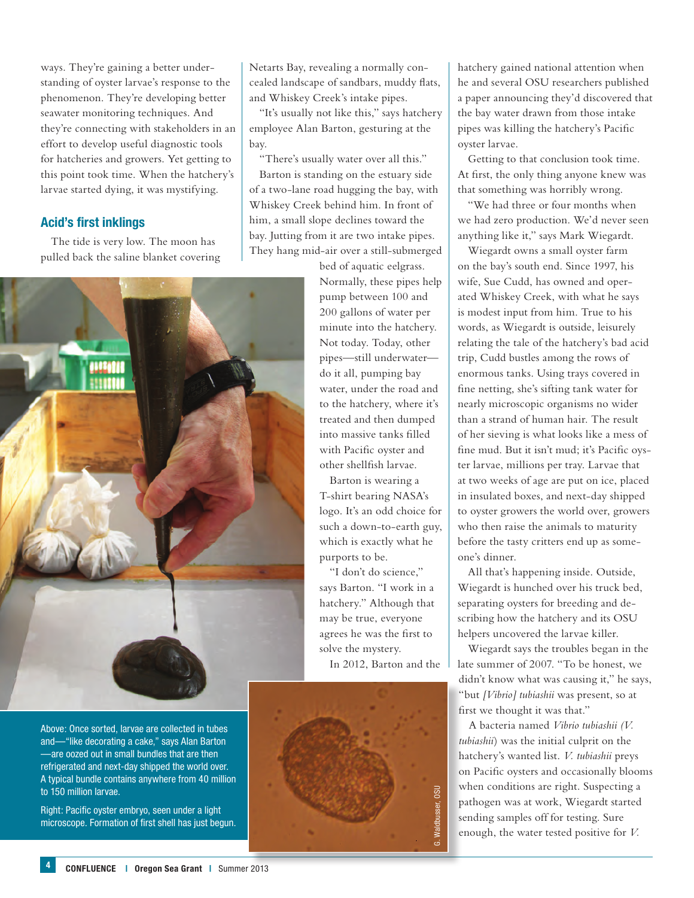ways. They're gaining a better understanding of oyster larvae's response to the phenomenon. They're developing better seawater monitoring techniques. And they're connecting with stakeholders in an effort to develop useful diagnostic tools for hatcheries and growers. Yet getting to this point took time. When the hatchery's larvae started dying, it was mystifying.

## Acid's first inklings

The tide is very low. The moon has pulled back the saline blanket covering Netarts Bay, revealing a normally concealed landscape of sandbars, muddy flats, and Whiskey Creek's intake pipes.

"It's usually not like this," says hatchery employee Alan Barton, gesturing at the bay.

"There's usually water over all this."

Barton is standing on the estuary side of a two-lane road hugging the bay, with Whiskey Creek behind him. In front of him, a small slope declines toward the bay. Jutting from it are two intake pipes. They hang mid-air over a still-submerged bed of aquatic eelgrass. Normally, these pipes help pump between 100 and 200 gallons of water per minute into the hatchery. Not today. Today, other pipes—still underwater—do it all, pumping bay water, under the road and to the hatchery, where it's treated and then dumped into massive tanks filled with Pacific oyster and other shellfish larvae.

Barton is wearing a T-shirt bearing NASA's logo. It's an odd choice for such a down-to-earth guy, which is exactly what he purports to be.

"I don't do science," says Barton. "I work in a hatchery." Although that may be true, everyone agrees he was the first to solve the mystery.

In 2012, Barton and the hatchery gained national attention when he and several OSU researchers published a paper announcing they'd discovered that the bay water drawn from those intake pipes was killing the hatchery's Pacific oyster larvae.

Getting to that conclusion took time. At first, the only thing anyone knew was that something was horribly wrong.

"We had three or four months when we had zero production. We'd never seen anything like it," says Mark Wiegardt.

Wiegardt owns a small oyster farm on the bay's south end. Since 1997, his wife, Sue Cudd, has owned and operated Whiskey Creek, with what he says is modest input from him. True to his words, as Wiegardt is outside, leisurely relating the tale of the hatchery's bad acid trip, Cudd bustles among the rows of enormous tanks. Using trays covered in fine netting, she's sifting tank water for nearly microscopic organisms no wider than a strand of human hair. The result of her sieving is what looks like a mess of fine mud. But it isn't mud; it's Pacific oyster larvae, millions per tray. Larvae that at two weeks of age are put on ice, placed in insulated boxes, and next-day shipped to oyster growers the world over, growers who then raise the animals to maturity before the tasty critters end up as someone's dinner.

All that's happening inside. Outside, Wiegardt is hunched over his truck bed, separating oysters for breeding and describing how the hatchery and its OSU helpers uncovered the larvae killer.

Wiegardt says the troubles began in the late summer of 2007. "To be honest, we didn't know what was causing it," he says, "but *[Vibrio] tubiashii* was present, so at first we thought it was that."

A bacteria named *Vibrio tubiashii (V. tubiashii)* was the initial culprit on the hatchery's wanted list. *V. tubiashii* preys on Pacific oysters and occasionally blooms when conditions are right. Suspecting a pathogen was at work, Wiegardt started sending samples off for testing. Sure enough, the water tested positive for *V.*

Above: Once sorted, larvae are collected in tubes and—"like decorating a cake," says Alan Barton—are oozed out in small bundles that are then refrigerated and next-day shipped the world over. A typical bundle contains anywhere from 40 million to 150 million larvae.

Right: Pacific oyster embryo, seen under a light microscope. Formation of first shell has just begun.

G. Waldbusser, OSU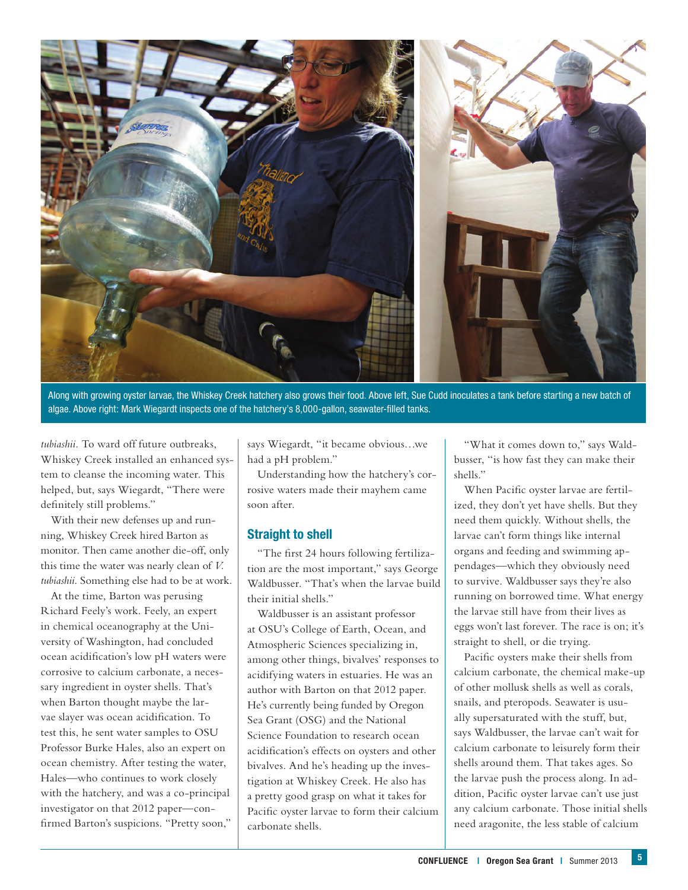Along with growing oyster larvae, the Whiskey Creek hatchery also grows their food. Above left, Sue Cudd inoculates a tank before starting a new batch of algae. Above right: Mark Wiegardt inspects one of the hatchery's 8,000-gallon, seawater-filled tanks.

*tubiashii*. To ward off future outbreaks, Whiskey Creek installed an enhanced system to cleanse the incoming water. This helped, but, says Wiegardt, "There were definitely still problems."

With their new defenses up and running, Whiskey Creek hired Barton as monitor. Then came another die-off, only this time the water was nearly clean of *V. tubiashii*. Something else had to be at work.

At the time, Barton was perusing Richard Feely's work. Feely, an expert in chemical oceanography at the University of Washington, had concluded ocean acidification's low pH waters were corrosive to calcium carbonate, a necessary ingredient in oyster shells. That's when Barton thought maybe the larvae slayer was ocean acidification. To test this, he sent water samples to OSU Professor Burke Hales, also an expert on ocean chemistry. After testing the water, Hales—who continues to work closely with the hatchery, and was a co-principal investigator on that 2012 paper—confirmed Barton's suspicions. "Pretty soon," says Wiegardt, "it became obvious…we had a pH problem."

Understanding how the hatchery's corrosive waters made their mayhem came soon after.

## Straight to shell

"The first 24 hours following fertilization are the most important," says George Waldbusser. "That's when the larvae build their initial shells."

Waldbusser is an assistant professor at OSU's College of Earth, Ocean, and Atmospheric Sciences specializing in, among other things, bivalves' responses to acidifying waters in estuaries. He was an author with Barton on that 2012 paper. He's currently being funded by Oregon Sea Grant (OSG) and the National Science Foundation to research ocean acidification's effects on oysters and other bivalves. And he's heading up the investigation at Whiskey Creek. He also has a pretty good grasp on what it takes for Pacific oyster larvae to form their calcium carbonate shells.

"What it comes down to," says Waldbusser, "is how fast they can make their shells."

When Pacific oyster larvae are fertilized, they don't yet have shells. But they need them quickly. Without shells, the larvae can't form things like internal organs and feeding and swimming appendages—which they obviously need to survive. Waldbusser says they're also running on borrowed time. What energy the larvae still have from their lives as eggs won't last forever. The race is on; it's straight to shell, or die trying.

Pacific oysters make their shells from calcium carbonate, the chemical make-up of other mollusk shells as well as corals, snails, and pteropods. Seawater is usually supersaturated with the stuff, but, says Waldbusser, the larvae can't wait for calcium carbonate to leisurely form their shells around them. That takes ages. So the larvae push the process along. In addition, Pacific oyster larvae can't use just any calcium carbonate. Those initial shells need aragonite, the less stable of calcium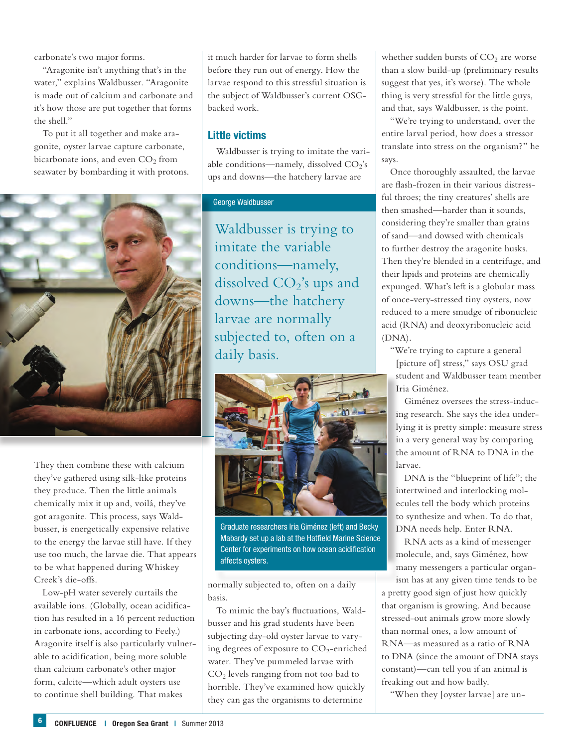carbonate's two major forms.

"Aragonite isn't anything that's in the water," explains Waldbusser. "Aragonite is made out of calcium and carbonate and it's how those are put together that forms the shell."

To put it all together and make aragonite, oyster larvae capture carbonate, bicarbonate ions, and even $CO_2$ from seawater by bombarding it with protons.

George Waldbusser

They then combine these with calcium they've gathered using silk-like proteins they produce. Then the little animals chemically mix it up and, voilá, they've got aragonite. This process, says Waldbusser, is energetically expensive relative to the energy the larvae still have. If they use too much, the larvae die. That appears to be what happened during Whiskey Creek's die-offs.

Low-pH water severely curtails the available ions. (Globally, ocean acidification has resulted in a 16 percent reduction in carbonate ions, according to Feely.) Aragonite itself is also particularly vulnerable to acidification, being more soluble than calcium carbonate's other major form, calcite—which adult oysters use to continue shell building. That makes it much harder for larvae to form shells before they run out of energy. How the larvae respond to this stressful situation is the subject of Waldbusser's current OSG-backed work.

## Little victims

Waldbusser is trying to imitate the variable conditions—namely, dissolved $CO_2$'s ups and downs—the hatchery larvae are normally subjected to, often on a daily basis.

> Waldbusser is trying to imitate the variable conditions—namely, dissolved $CO_2$'s ups and downs—the hatchery larvae are normally subjected to, often on a daily basis.

Graduate researchers Iria Giménez (left) and Becky Mabardy set up a lab at the Hatfield Marine Science Center for experiments on how ocean acidification affects oysters.

To mimic the bay's fluctuations, Waldbusser and his grad students have been subjecting day-old oyster larvae to varying degrees of exposure to $CO_2$-enriched water. They've pummeled larvae with $CO_2$ levels ranging from not too bad to horrible. They've examined how quickly they can gas the organisms to determine whether sudden bursts of $CO_2$ are worse than a slow build-up (preliminary results suggest that yes, it's worse). The whole thing is very stressful for the little guys, and that, says Waldbusser, is the point.

"We're trying to understand, over the entire larval period, how does a stressor translate into stress on the organism?" he says.

Once thoroughly assaulted, the larvae are flash-frozen in their various distressful throes; the tiny creatures' shells are then smashed—harder than it sounds, considering they're smaller than grains of sand—and dowsed with chemicals to further destroy the aragonite husks. Then they're blended in a centrifuge, and their lipids and proteins are chemically expunged. What's left is a globular mass of once-very-stressed tiny oysters, now reduced to a mere smudge of ribonucleic acid (RNA) and deoxyribonucleic acid (DNA).

"We're trying to capture a general [picture of] stress," says OSU grad student and Waldbusser team member Iria Giménez.

Giménez oversees the stress-inducing research. She says the idea underlying it is pretty simple: measure stress in a very general way by comparing the amount of RNA to DNA in the larvae.

DNA is the "blueprint of life"; the intertwined and interlocking molecules tell the body which proteins to synthesize and when. To do that, DNA needs help. Enter RNA.

RNA acts as a kind of messenger molecule, and, says Giménez, how many messengers a particular organism has at any given time tends to be a pretty good sign of just how quickly that organism is growing. And because stressed-out animals grow more slowly than normal ones, a low amount of RNA—as measured as a ratio of RNA to DNA (since the amount of DNA stays constant)—can tell you if an animal is freaking out and how badly.

"When they [oyster larvae] are un-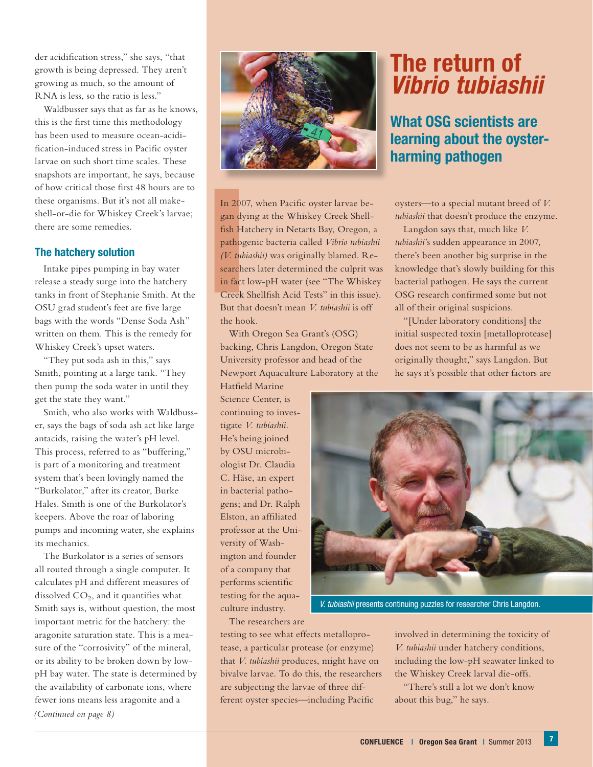der acidification stress," she says, "that growth is being depressed. They aren't growing as much, so the amount of RNA is less, so the ratio is less."

Waldbusser says that as far as he knows, this is the first time this methodology has been used to measure ocean-acidification-induced stress in Pacific oyster larvae on such short time scales. These snapshots are important, he says, because of how critical those first 48 hours are to these organisms. But it's not all make-shell-or-die for Whiskey Creek's larvae; there are some remedies.

### The hatchery solution

Intake pipes pumping in bay water release a steady surge into the hatchery tanks in front of Stephanie Smith. At the OSU grad student's feet are five large bags with the words "Dense Soda Ash" written on them. This is the remedy for Whiskey Creek's upset waters.

"They put soda ash in this," says Smith, pointing at a large tank. "They then pump the soda water in until they get the state they want."

Smith, who also works with Waldbusser, says the bags of soda ash act like large antacids, raising the water's pH level. This process, referred to as "buffering," is part of a monitoring and treatment system that's been lovingly named the "Burkolator," after its creator, Burke Hales. Smith is one of the Burkolator's keepers. Above the roar of laboring pumps and incoming water, she explains its mechanics.

The Burkolator is a series of sensors all routed through a single computer. It calculates pH and different measures of dissolved $CO_2$, and it quantifies what Smith says is, without question, the most important metric for the hatchery: the aragonite saturation state. This is a measure of the "corrosivity" of the mineral, or its ability to be broken down by low-pH bay water. The state is determined by the availability of carbonate ions, where fewer ions means less aragonite and a

*(Continued on page 8)*

# The return of *Vibrio tubiashii*

## What OSG scientists are learning about the oyster-harming pathogen

In 2007, when Pacific oyster larvae began dying at the Whiskey Creek Shellfish Hatchery in Netarts Bay, Oregon, a pathogenic bacteria called *Vibrio tubiashii (V. tubiashii)* was originally blamed. Researchers later determined the culprit was in fact low-pH water (see "The Whiskey Creek Shellfish Acid Tests" in this issue). But that doesn't mean *V. tubiashii* is off the hook.

With Oregon Sea Grant's (OSG) backing, Chris Langdon, Oregon State University professor and head of the Newport Aquaculture Laboratory at the Hatfield Marine Science Center, is continuing to investigate *V. tubiashii*. He's being joined by OSU microbiologist Dr. Claudia C. Häse, an expert in bacterial pathogens; and Dr. Ralph Elston, an affiliated professor at the University of Washington and founder of a company that performs scientific testing for the aquaculture industry.

The researchers are testing to see what effects metalloprotease, a particular protease (or enzyme) that *V. tubiashii* produces, might have on bivalve larvae. To do this, the researchers are subjecting the larvae of three different oyster species—including Pacific oysters—to a special mutant breed of *V. tubiashii* that doesn't produce the enzyme.

Langdon says that, much like *V. tubiashii*'s sudden appearance in 2007, there's been another big surprise in the knowledge that's slowly building for this bacterial pathogen. He says the current OSG research confirmed some but not all of their original suspicions.

"[Under laboratory conditions] the initial suspected toxin [metalloprotease] does not seem to be as harmful as we originally thought," says Langdon. But he says it's possible that other factors are involved in determining the toxicity of *V. tubiashii* under hatchery conditions, including the low-pH seawater linked to the Whiskey Creek larval die-offs.

"There's still a lot we don't know about this bug," he says.

*V. tubiashii* presents continuing puzzles for researcher Chris Langdon.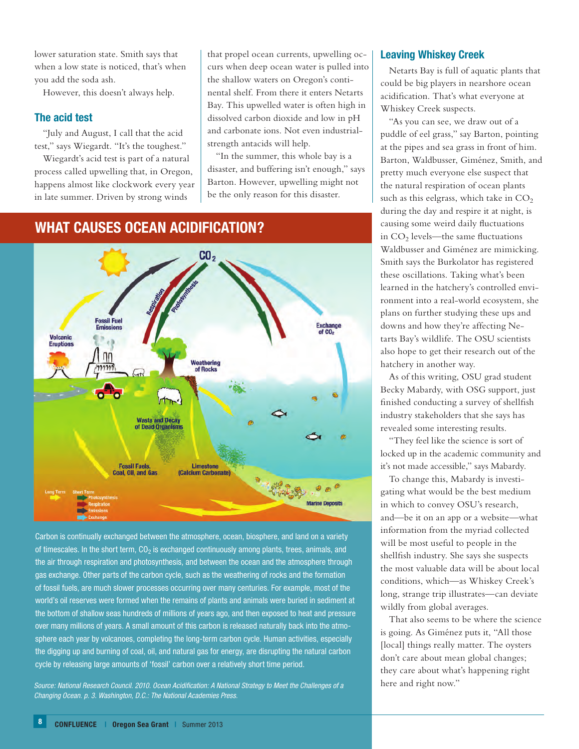lower saturation state. Smith says that when a low state is noticed, that's when you add the soda ash.

However, this doesn't always help.

### The acid test

"July and August, I call that the acid test," says Wiegardt. "It's the toughest."

Wiegardt's acid test is part of a natural process called upwelling that, in Oregon, happens almost like clockwork every year in late summer. Driven by strong winds that propel ocean currents, upwelling occurs when deep ocean water is pulled into the shallow waters on Oregon's continental shelf. From there it enters Netarts Bay. This upwelled water is often high in dissolved carbon dioxide and low in pH and carbonate ions. Not even industrial-strength antacids will help.

"In the summer, this whole bay is a disaster, and buffering isn't enough," says Barton. However, upwelling might not be the only reason for this disaster.

## WHAT CAUSES OCEAN ACIDIFICATION?

$CO_2$

Respiration

Photosynthesis

Exchange of $CO_2$

Fossil Fuel Emissions

Volcanic Eruptions

Weathering of Rocks

Waste and Decay of Dead Organisms

Fossil Fuels, Coal, Oil, and Gas

Limestone (Calcium Carbonate)

Marine Deposits

Long Term

Short Term

Photosynthesis

Respiration

Emissions

Exchange

Carbon is continually exchanged between the atmosphere, ocean, biosphere, and land on a variety of timescales. In the short term, $CO_2$ is exchanged continuously among plants, trees, animals, and the air through respiration and photosynthesis, and between the ocean and the atmosphere through gas exchange. Other parts of the carbon cycle, such as the weathering of rocks and the formation of fossil fuels, are much slower processes occurring over many centuries. For example, most of the world's oil reserves were formed when the remains of plants and animals were buried in sediment at the bottom of shallow seas hundreds of millions of years ago, and then exposed to heat and pressure over many millions of years. A small amount of this carbon is released naturally back into the atmosphere each year by volcanoes, completing the long-term carbon cycle. Human activities, especially the digging up and burning of coal, oil, and natural gas for energy, are disrupting the natural carbon cycle by releasing large amounts of 'fossil' carbon over a relatively short time period.

*Source: National Research Council. 2010. Ocean Acidification: A National Strategy to Meet the Challenges of a Changing Ocean. p. 3. Washington, D.C.: The National Academies Press.*

### Leaving Whiskey Creek

Netarts Bay is full of aquatic plants that could be big players in nearshore ocean acidification. That's what everyone at Whiskey Creek suspects.

"As you can see, we draw out of a puddle of eel grass," say Barton, pointing at the pipes and sea grass in front of him. Barton, Waldbusser, Giménez, Smith, and pretty much everyone else suspect that the natural respiration of ocean plants such as this eelgrass, which take in $CO_2$ during the day and respire it at night, is causing some weird daily fluctuations in $CO_2$ levels—the same fluctuations Waldbusser and Giménez are mimicking. Smith says the Burkolator has registered these oscillations. Taking what's been learned in the hatchery's controlled environment into a real-world ecosystem, she plans on further studying these ups and downs and how they're affecting Netarts Bay's wildlife. The OSU scientists also hope to get their research out of the hatchery in another way.

As of this writing, OSU grad student Becky Mabardy, with OSG support, just finished conducting a survey of shellfish industry stakeholders that she says has revealed some interesting results.

"They feel like the science is sort of locked up in the academic community and it's not made accessible," says Mabardy.

To change this, Mabardy is investigating what would be the best medium in which to convey OSU's research, and—be it on an app or a website—what information from the myriad collected will be most useful to people in the shellfish industry. She says she suspects the most valuable data will be about local conditions, which—as Whiskey Creek's long, strange trip illustrates—can deviate wildly from global averages.

That also seems to be where the science is going. As Giménez puts it, "All those [local] things really matter. The oysters don't care about mean global changes; they care about what's happening right here and right now."